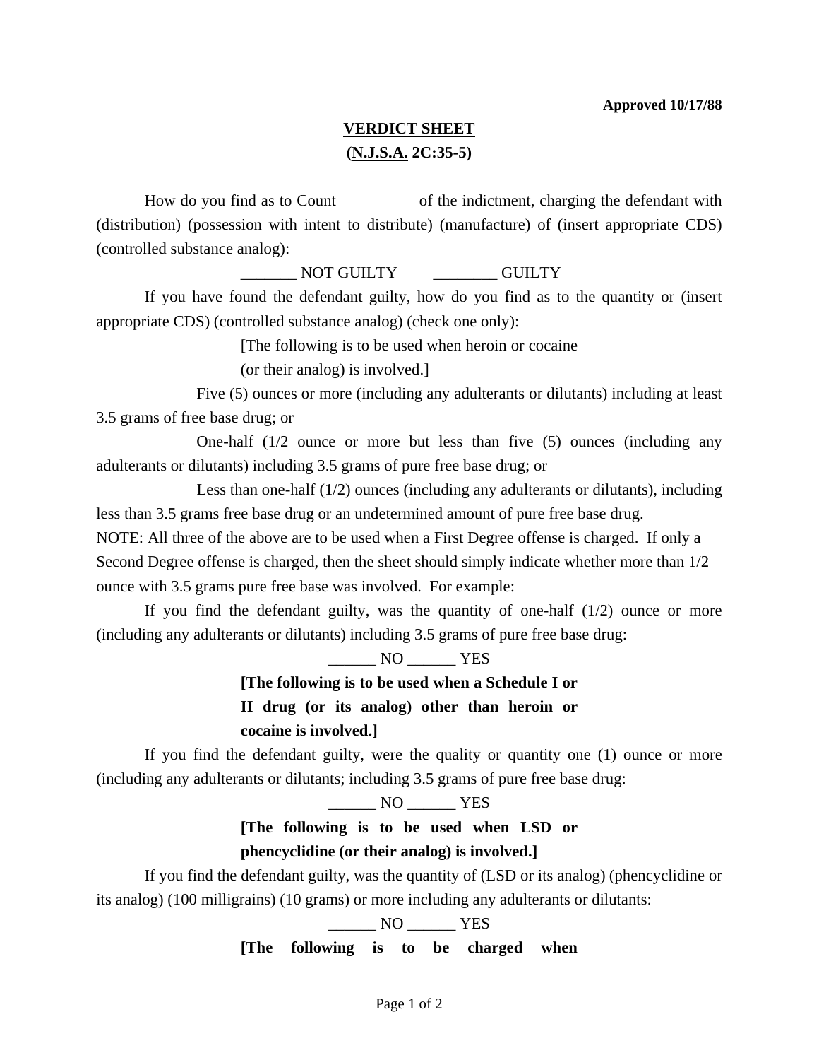**Approved 10/17/88**

**VERDICT SHEET**

**(N.J.S.A. 2C:35-5)**

How do you find as to Count _________ of the indictment, charging the defendant with (distribution) (possession with intent to distribute) (manufacture) of (insert appropriate CDS) (controlled substance analog):

_______ NOT GUILTY ________ GUILTY

If you have found the defendant guilty, how do you find as to the quantity or (insert appropriate CDS) (controlled substance analog) (check one only):

[The following is to be used when heroin or cocaine (or their analog) is involved.]

______ Five (5) ounces or more (including any adulterants or dilutants) including at least 3.5 grams of free base drug; or

______ One-half (1/2 ounce or more but less than five (5) ounces (including any adulterants or dilutants) including 3.5 grams of pure free base drug; or

______ Less than one-half (1/2) ounces (including any adulterants or dilutants), including less than 3.5 grams free base drug or an undetermined amount of pure free base drug.

NOTE: All three of the above are to be used when a First Degree offense is charged. If only a Second Degree offense is charged, then the sheet should simply indicate whether more than 1/2 ounce with 3.5 grams pure free base was involved. For example:

If you find the defendant guilty, was the quantity of one-half (1/2) ounce or more (including any adulterants or dilutants) including 3.5 grams of pure free base drug:

______ NO ______ YES

**[The following is to be used when a Schedule I or II drug (or its analog) other than heroin or cocaine is involved.]**

If you find the defendant guilty, were the quality or quantity one (1) ounce or more (including any adulterants or dilutants; including 3.5 grams of pure free base drug:

______ NO ______ YES

**[The following is to be used when LSD or phencyclidine (or their analog) is involved.]**

If you find the defendant guilty, was the quantity of (LSD or its analog) (phencyclidine or its analog) (100 milligrains) (10 grams) or more including any adulterants or dilutants:

______ NO ______ YES

**[The following is to be charged when**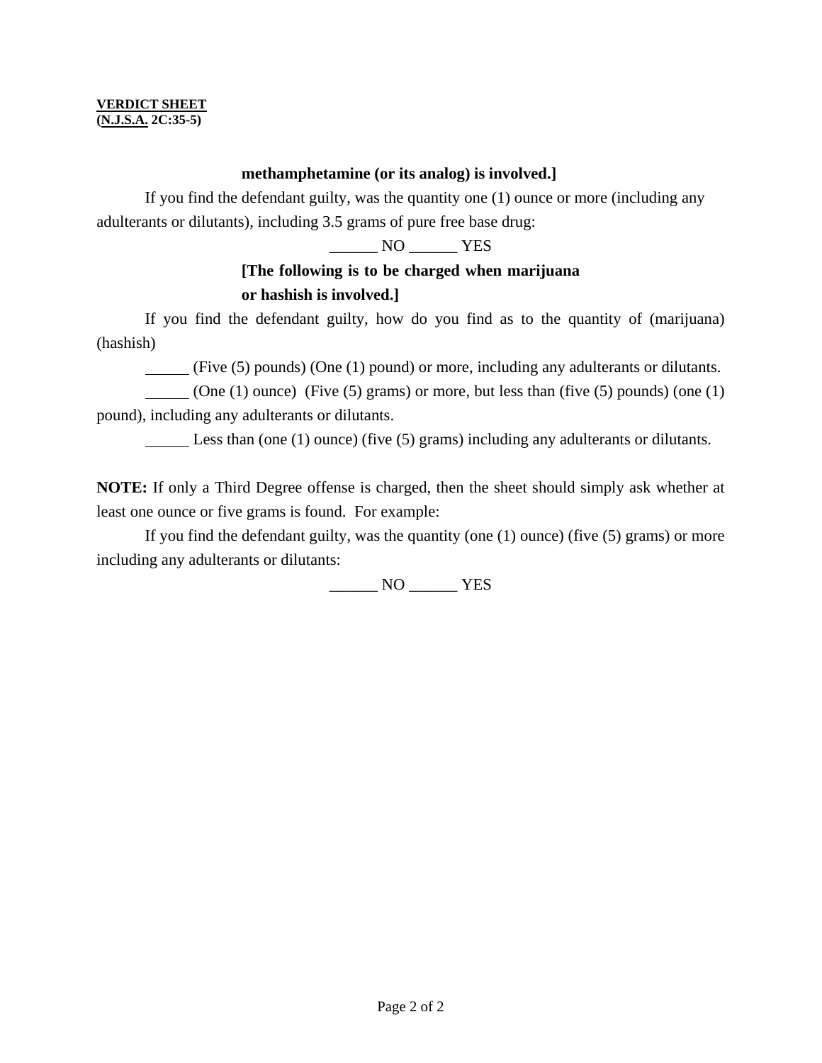**methamphetamine (or its analog) is involved.]**

If you find the defendant guilty, was the quantity one (1) ounce or more (including any adulterants or dilutants), including 3.5 grams of pure free base drug:

______ NO ______ YES

**[The following is to be charged when marijuana or hashish is involved.]**

If you find the defendant guilty, how do you find as to the quantity of (marijuana) (hashish)

_____ (Five (5) pounds) (One (1) pound) or more, including any adulterants or dilutants.

_____ (One (1) ounce) (Five (5) grams) or more, but less than (five (5) pounds) (one (1) pound), including any adulterants or dilutants.

_____ Less than (one (1) ounce) (five (5) grams) including any adulterants or dilutants.

**NOTE:** If only a Third Degree offense is charged, then the sheet should simply ask whether at least one ounce or five grams is found. For example:

If you find the defendant guilty, was the quantity (one (1) ounce) (five (5) grams) or more including any adulterants or dilutants:

______ NO ______ YES